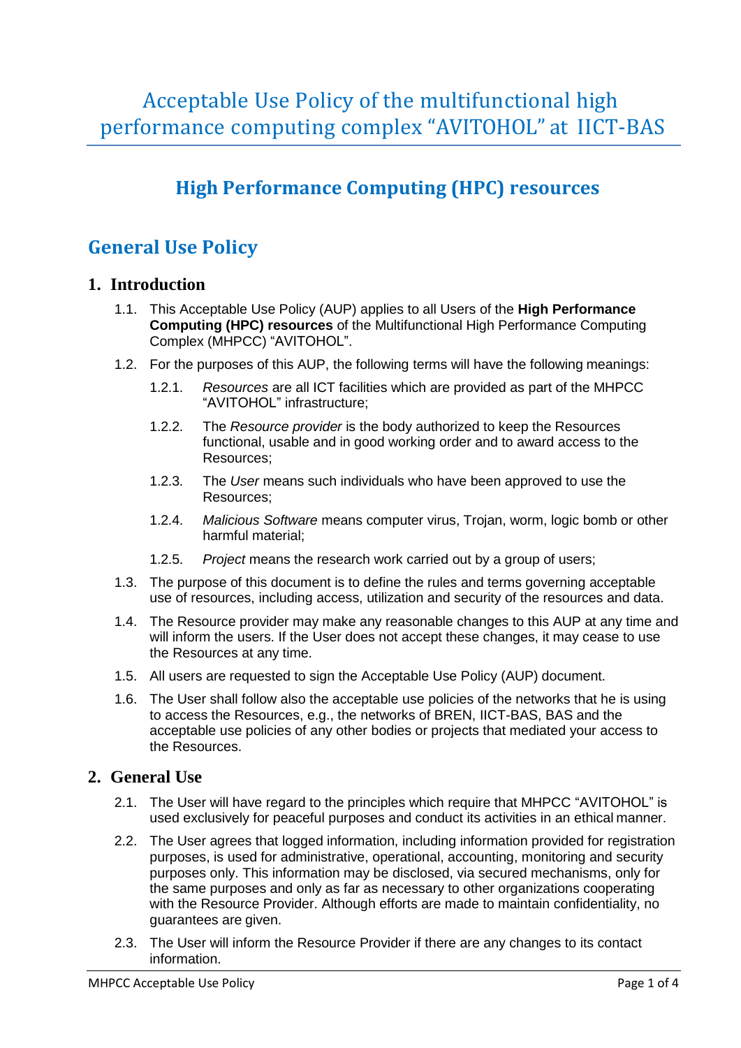# Acceptable Use Policy of the multifunctional high performance computing complex "AVITOHOL" at IICT-BAS

## High Performance Computing (HPC) resources

## General Use Policy

### 1. Introduction

1.1. This Acceptable Use Policy (AUP) applies to all Users of the **High Performance Computing (HPC) resources** of the Multifunctional High Performance Computing Complex (MHPCC) "AVITOHOL".

1.2. For the purposes of this AUP, the following terms will have the following meanings:

1.2.1. *Resources* are all ICT facilities which are provided as part of the MHPCC "AVITOHOL" infrastructure;

1.2.2. The *Resource provider* is the body authorized to keep the Resources functional, usable and in good working order and to award access to the Resources;

1.2.3. The *User* means such individuals who have been approved to use the Resources;

1.2.4. *Malicious Software* means computer virus, Trojan, worm, logic bomb or other harmful material;

1.2.5. *Project* means the research work carried out by a group of users;

1.3. The purpose of this document is to define the rules and terms governing acceptable use of resources, including access, utilization and security of the resources and data.

1.4. The Resource provider may make any reasonable changes to this AUP at any time and will inform the users. If the User does not accept these changes, it may cease to use the Resources at any time.

1.5. All users are requested to sign the Acceptable Use Policy (AUP) document.

1.6. The User shall follow also the acceptable use policies of the networks that he is using to access the Resources, e.g., the networks of BREN, IICT-BAS, BAS and the acceptable use policies of any other bodies or projects that mediated your access to the Resources.

### 2. General Use

2.1. The User will have regard to the principles which require that MHPCC "AVITOHOL" is used exclusively for peaceful purposes and conduct its activities in an ethical manner.

2.2. The User agrees that logged information, including information provided for registration purposes, is used for administrative, operational, accounting, monitoring and security purposes only. This information may be disclosed, via secured mechanisms, only for the same purposes and only as far as necessary to other organizations cooperating with the Resource Provider. Although efforts are made to maintain confidentiality, no guarantees are given.

2.3. The User will inform the Resource Provider if there are any changes to its contact information.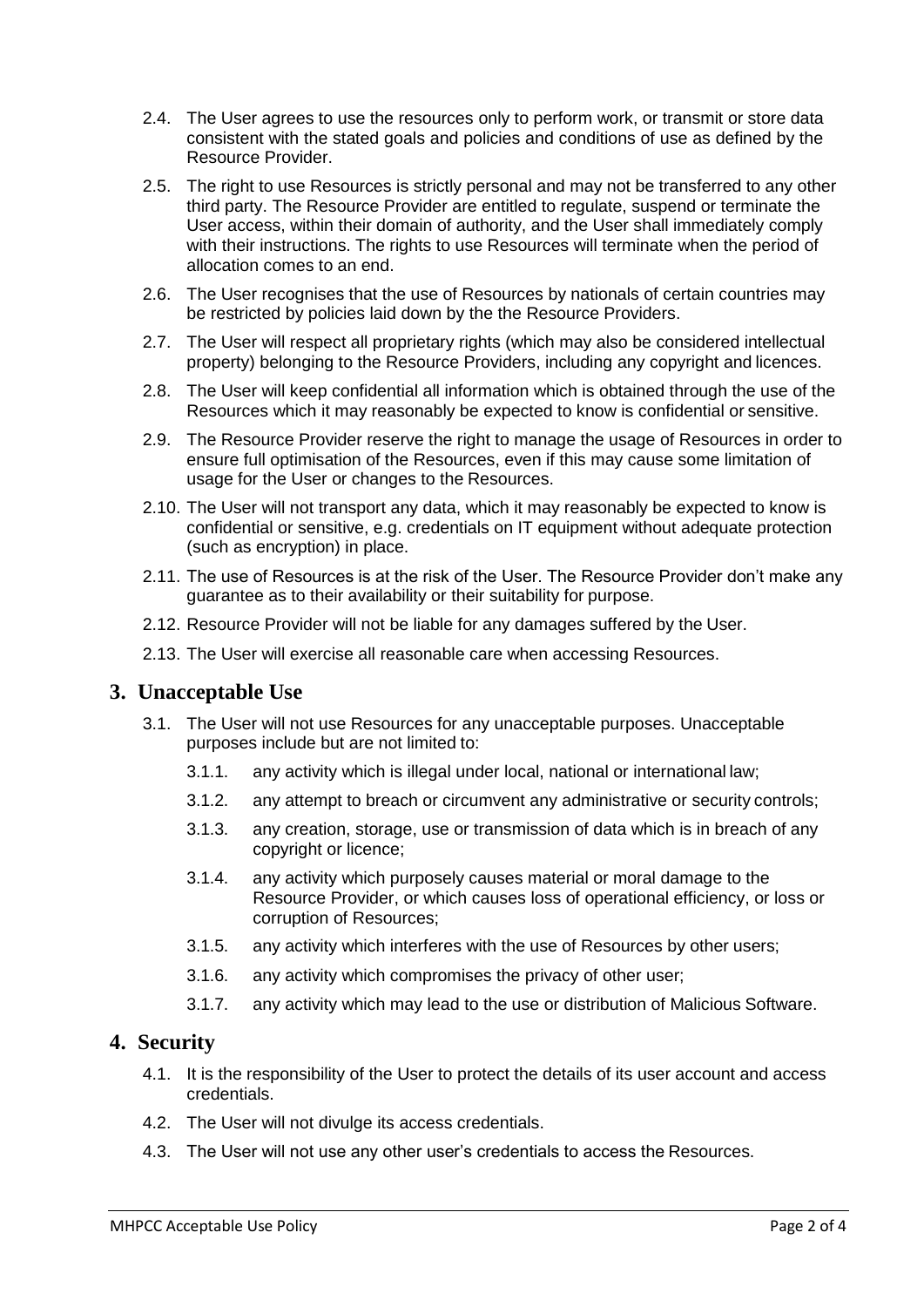2.4. The User agrees to use the resources only to perform work, or transmit or store data consistent with the stated goals and policies and conditions of use as defined by the Resource Provider.

2.5. The right to use Resources is strictly personal and may not be transferred to any other third party. The Resource Provider are entitled to regulate, suspend or terminate the User access, within their domain of authority, and the User shall immediately comply with their instructions. The rights to use Resources will terminate when the period of allocation comes to an end.

2.6. The User recognises that the use of Resources by nationals of certain countries may be restricted by policies laid down by the the Resource Providers.

2.7. The User will respect all proprietary rights (which may also be considered intellectual property) belonging to the Resource Providers, including any copyright and licences.

2.8. The User will keep confidential all information which is obtained through the use of the Resources which it may reasonably be expected to know is confidential or sensitive.

2.9. The Resource Provider reserve the right to manage the usage of Resources in order to ensure full optimisation of the Resources, even if this may cause some limitation of usage for the User or changes to the Resources.

2.10. The User will not transport any data, which it may reasonably be expected to know is confidential or sensitive, e.g. credentials on IT equipment without adequate protection (such as encryption) in place.

2.11. The use of Resources is at the risk of the User. The Resource Provider don't make any guarantee as to their availability or their suitability for purpose.

2.12. Resource Provider will not be liable for any damages suffered by the User.

2.13. The User will exercise all reasonable care when accessing Resources.

## 3. Unacceptable Use

3.1. The User will not use Resources for any unacceptable purposes. Unacceptable purposes include but are not limited to:

- 3.1.1. any activity which is illegal under local, national or international law;
- 3.1.2. any attempt to breach or circumvent any administrative or security controls;
- 3.1.3. any creation, storage, use or transmission of data which is in breach of any copyright or licence;
- 3.1.4. any activity which purposely causes material or moral damage to the Resource Provider, or which causes loss of operational efficiency, or loss or corruption of Resources;
- 3.1.5. any activity which interferes with the use of Resources by other users;
- 3.1.6. any activity which compromises the privacy of other user;
- 3.1.7. any activity which may lead to the use or distribution of Malicious Software.

## 4. Security

4.1. It is the responsibility of the User to protect the details of its user account and access credentials.

4.2. The User will not divulge its access credentials.

4.3. The User will not use any other user's credentials to access the Resources.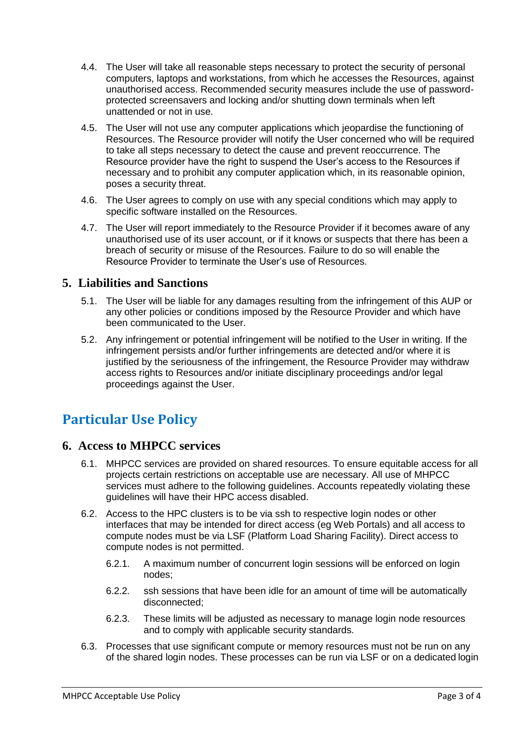4.4. The User will take all reasonable steps necessary to protect the security of personal computers, laptops and workstations, from which he accesses the Resources, against unauthorised access. Recommended security measures include the use of password-protected screensavers and locking and/or shutting down terminals when left unattended or not in use.

4.5. The User will not use any computer applications which jeopardise the functioning of Resources. The Resource provider will notify the User concerned who will be required to take all steps necessary to detect the cause and prevent reoccurrence. The Resource provider have the right to suspend the User's access to the Resources if necessary and to prohibit any computer application which, in its reasonable opinion, poses a security threat.

4.6. The User agrees to comply on use with any special conditions which may apply to specific software installed on the Resources.

4.7. The User will report immediately to the Resource Provider if it becomes aware of any unauthorised use of its user account, or if it knows or suspects that there has been a breach of security or misuse of the Resources. Failure to do so will enable the Resource Provider to terminate the User's use of Resources.

## 5. Liabilities and Sanctions

5.1. The User will be liable for any damages resulting from the infringement of this AUP or any other policies or conditions imposed by the Resource Provider and which have been communicated to the User.

5.2. Any infringement or potential infringement will be notified to the User in writing. If the infringement persists and/or further infringements are detected and/or where it is justified by the seriousness of the infringement, the Resource Provider may withdraw access rights to Resources and/or initiate disciplinary proceedings and/or legal proceedings against the User.

# Particular Use Policy

## 6. Access to MHPCC services

6.1. MHPCC services are provided on shared resources. To ensure equitable access for all projects certain restrictions on acceptable use are necessary. All use of MHPCC services must adhere to the following guidelines. Accounts repeatedly violating these guidelines will have their HPC access disabled.

6.2. Access to the HPC clusters is to be via ssh to respective login nodes or other interfaces that may be intended for direct access (eg Web Portals) and all access to compute nodes must be via LSF (Platform Load Sharing Facility). Direct access to compute nodes is not permitted.

6.2.1. A maximum number of concurrent login sessions will be enforced on login nodes;

6.2.2. ssh sessions that have been idle for an amount of time will be automatically disconnected;

6.2.3. These limits will be adjusted as necessary to manage login node resources and to comply with applicable security standards.

6.3. Processes that use significant compute or memory resources must not be run on any of the shared login nodes. These processes can be run via LSF or on a dedicated login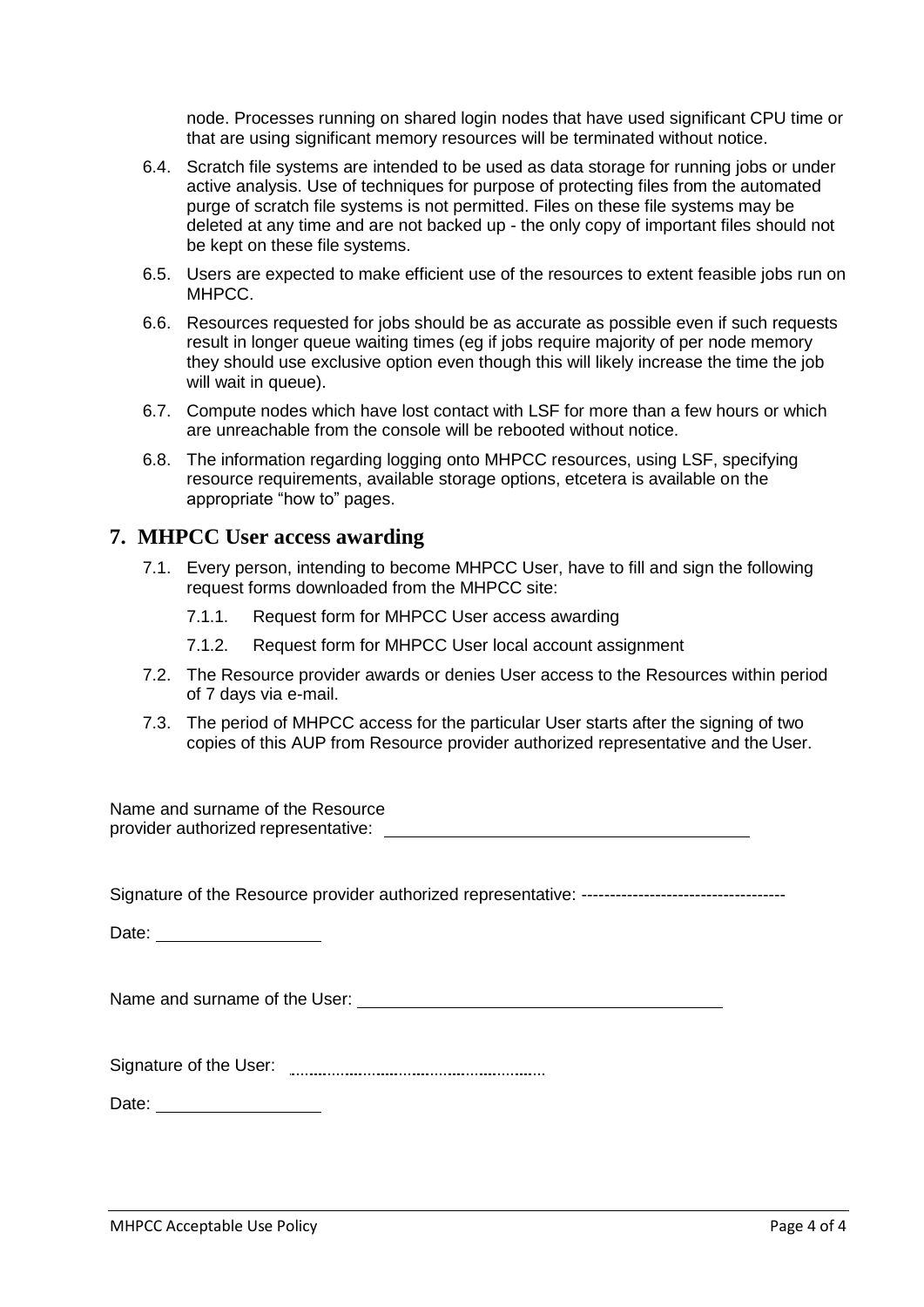node. Processes running on shared login nodes that have used significant CPU time or that are using significant memory resources will be terminated without notice.

6.4. Scratch file systems are intended to be used as data storage for running jobs or under active analysis. Use of techniques for purpose of protecting files from the automated purge of scratch file systems is not permitted. Files on these file systems may be deleted at any time and are not backed up - the only copy of important files should not be kept on these file systems.

6.5. Users are expected to make efficient use of the resources to extent feasible jobs run on MHPCC.

6.6. Resources requested for jobs should be as accurate as possible even if such requests result in longer queue waiting times (eg if jobs require majority of per node memory they should use exclusive option even though this will likely increase the time the job will wait in queue).

6.7. Compute nodes which have lost contact with LSF for more than a few hours or which are unreachable from the console will be rebooted without notice.

6.8. The information regarding logging onto MHPCC resources, using LSF, specifying resource requirements, available storage options, etcetera is available on the appropriate "how to" pages.

## 7. MHPCC User access awarding

7.1. Every person, intending to become MHPCC User, have to fill and sign the following request forms downloaded from the MHPCC site:

7.1.1. Request form for MHPCC User access awarding

7.1.2. Request form for MHPCC User local account assignment

7.2. The Resource provider awards or denies User access to the Resources within period of 7 days via e-mail.

7.3. The period of MHPCC access for the particular User starts after the signing of two copies of this AUP from Resource provider authorized representative and the User.

Name and surname of the Resource provider authorized representative: ______________________________

Signature of the Resource provider authorized representative: -----------------------------------

Date: ______________

Name and surname of the User: ______________________________

Signature of the User: ......................................................

Date: ______________